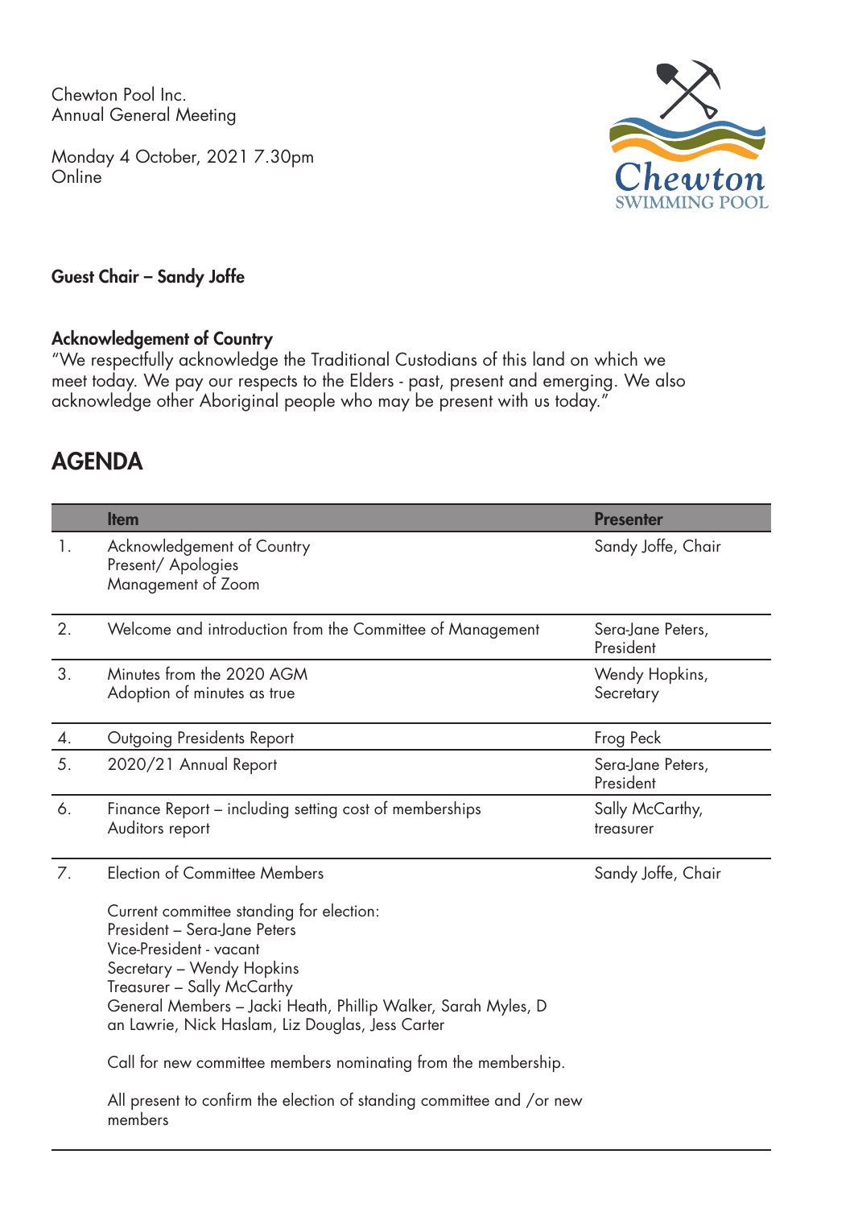Chewton Pool Inc.
Annual General Meeting

Monday 4 October, 2021 7.30pm
Online

Chewton
SWIMMING POOL

**Guest Chair – Sandy Joffe**

**Acknowledgement of Country**
"We respectfully acknowledge the Traditional Custodians of this land on which we meet today. We pay our respects to the Elders - past, present and emerging. We also acknowledge other Aboriginal people who may be present with us today."

# AGENDA

| | Item | Presenter |
|---|---|---|
| 1. | Acknowledgement of Country<br>Present/ Apologies<br>Management of Zoom | Sandy Joffe, Chair |
| 2. | Welcome and introduction from the Committee of Management | Sera-Jane Peters, President |
| 3. | Minutes from the 2020 AGM<br>Adoption of minutes as true | Wendy Hopkins, Secretary |
| 4. | Outgoing Presidents Report | Frog Peck |
| 5. | 2020/21 Annual Report | Sera-Jane Peters, President |
| 6. | Finance Report – including setting cost of memberships<br>Auditors report | Sally McCarthy, treasurer |
| 7. | Election of Committee Members<br><br>Current committee standing for election:<br>President – Sera-Jane Peters<br>Vice-President - vacant<br>Secretary – Wendy Hopkins<br>Treasurer – Sally McCarthy<br>General Members – Jacki Heath, Phillip Walker, Sarah Myles, D an Lawrie, Nick Haslam, Liz Douglas, Jess Carter<br><br>Call for new committee members nominating from the membership.<br><br>All present to confirm the election of standing committee and /or new members | Sandy Joffe, Chair |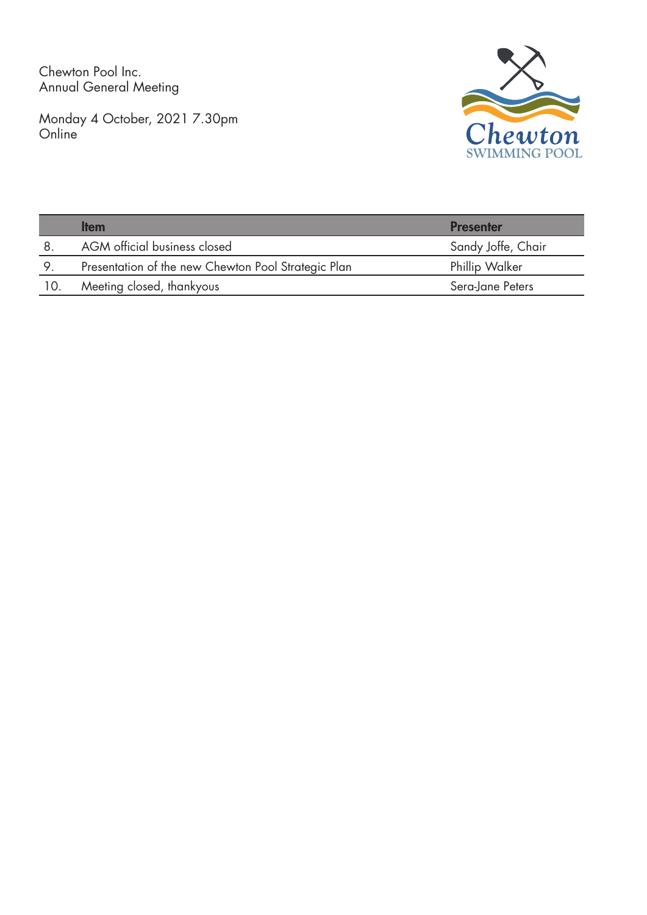Chewton Pool Inc.
Annual General Meeting

Monday 4 October, 2021 7.30pm
Online

Chewton
SWIMMING POOL

| | Item | Presenter |
|---|---|---|
| 8. | AGM official business closed | Sandy Joffe, Chair |
| 9. | Presentation of the new Chewton Pool Strategic Plan | Phillip Walker |
| 10. | Meeting closed, thankyous | Sera-Jane Peters |